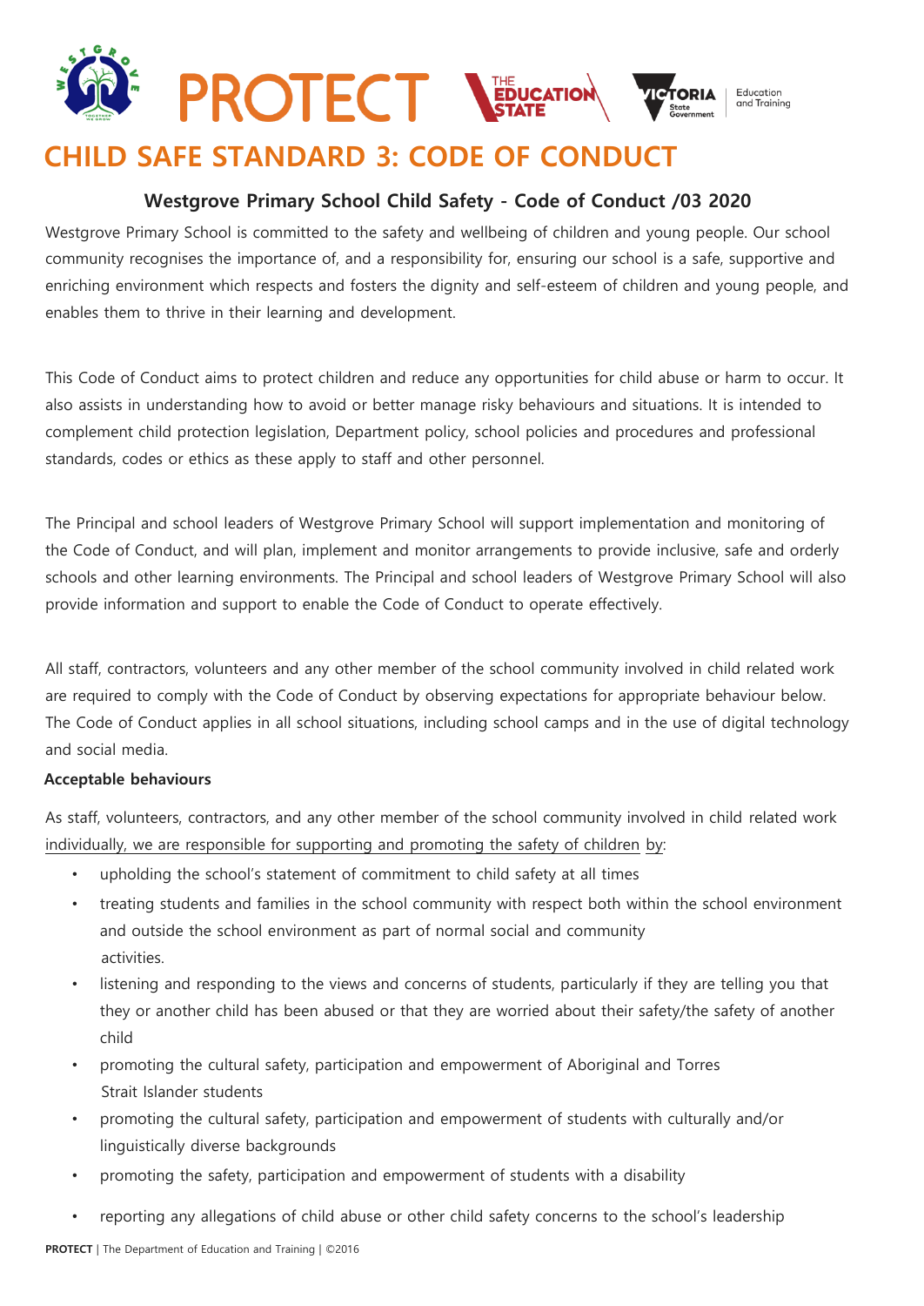# CHILD SAFE STANDARD 3: CODE OF CONDUCT

## Westgrove Primary School Child Safety - Code of Conduct /03 2020

Westgrove Primary School is committed to the safety and wellbeing of children and young people. Our school community recognises the importance of, and a responsibility for, ensuring our school is a safe, supportive and enriching environment which respects and fosters the dignity and self-esteem of children and young people, and enables them to thrive in their learning and development.

This Code of Conduct aims to protect children and reduce any opportunities for child abuse or harm to occur. It also assists in understanding how to avoid or better manage risky behaviours and situations. It is intended to complement child protection legislation, Department policy, school policies and procedures and professional standards, codes or ethics as these apply to staff and other personnel.

The Principal and school leaders of Westgrove Primary School will support implementation and monitoring of the Code of Conduct, and will plan, implement and monitor arrangements to provide inclusive, safe and orderly schools and other learning environments. The Principal and school leaders of Westgrove Primary School will also provide information and support to enable the Code of Conduct to operate effectively.

All staff, contractors, volunteers and any other member of the school community involved in child related work are required to comply with the Code of Conduct by observing expectations for appropriate behaviour below. The Code of Conduct applies in all school situations, including school camps and in the use of digital technology and social media.

**Acceptable behaviours**

As staff, volunteers, contractors, and any other member of the school community involved in child related work individually, we are responsible for supporting and promoting the safety of children by:

- upholding the school's statement of commitment to child safety at all times
- treating students and families in the school community with respect both within the school environment and outside the school environment as part of normal social and community activities.
- listening and responding to the views and concerns of students, particularly if they are telling you that they or another child has been abused or that they are worried about their safety/the safety of another child
- promoting the cultural safety, participation and empowerment of Aboriginal and Torres Strait Islander students
- promoting the cultural safety, participation and empowerment of students with culturally and/or linguistically diverse backgrounds
- promoting the safety, participation and empowerment of students with a disability
- reporting any allegations of child abuse or other child safety concerns to the school's leadership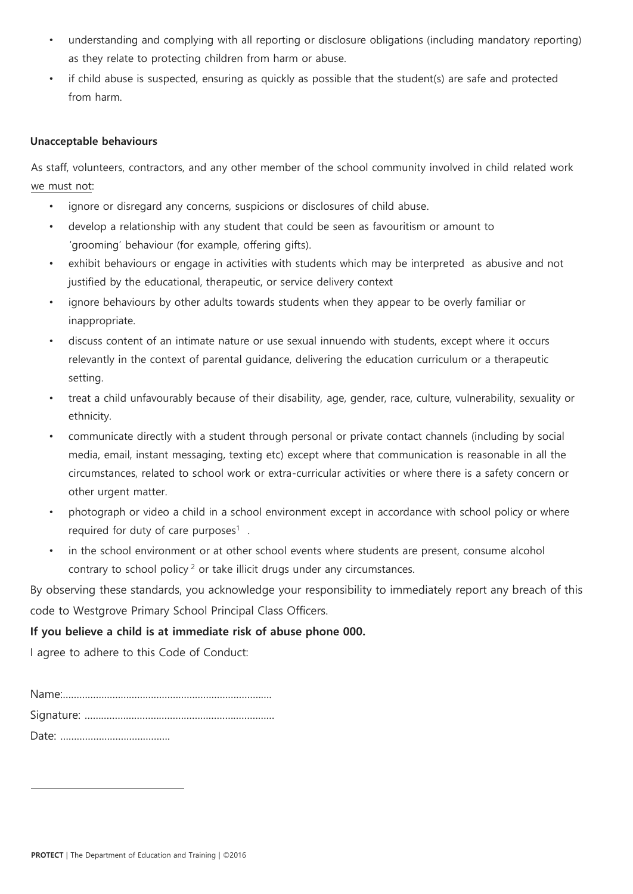- understanding and complying with all reporting or disclosure obligations (including mandatory reporting) as they relate to protecting children from harm or abuse.
- if child abuse is suspected, ensuring as quickly as possible that the student(s) are safe and protected from harm.

**Unacceptable behaviours**

As staff, volunteers, contractors, and any other member of the school community involved in child related work we must not:

- ignore or disregard any concerns, suspicions or disclosures of child abuse.
- develop a relationship with any student that could be seen as favouritism or amount to 'grooming' behaviour (for example, offering gifts).
- exhibit behaviours or engage in activities with students which may be interpreted as abusive and not justified by the educational, therapeutic, or service delivery context
- ignore behaviours by other adults towards students when they appear to be overly familiar or inappropriate.
- discuss content of an intimate nature or use sexual innuendo with students, except where it occurs relevantly in the context of parental guidance, delivering the education curriculum or a therapeutic setting.
- treat a child unfavourably because of their disability, age, gender, race, culture, vulnerability, sexuality or ethnicity.
- communicate directly with a student through personal or private contact channels (including by social media, email, instant messaging, texting etc) except where that communication is reasonable in all the circumstances, related to school work or extra-curricular activities or where there is a safety concern or other urgent matter.
- photograph or video a child in a school environment except in accordance with school policy or where required for duty of care purposes[1] .
- in the school environment or at other school events where students are present, consume alcohol contrary to school policy [2] or take illicit drugs under any circumstances.

By observing these standards, you acknowledge your responsibility to immediately report any breach of this code to Westgrove Primary School Principal Class Officers.

**If you believe a child is at immediate risk of abuse phone 000.**

I agree to adhere to this Code of Conduct:

Name:...........................................................................

Signature: ....................................................................

Date: ........................................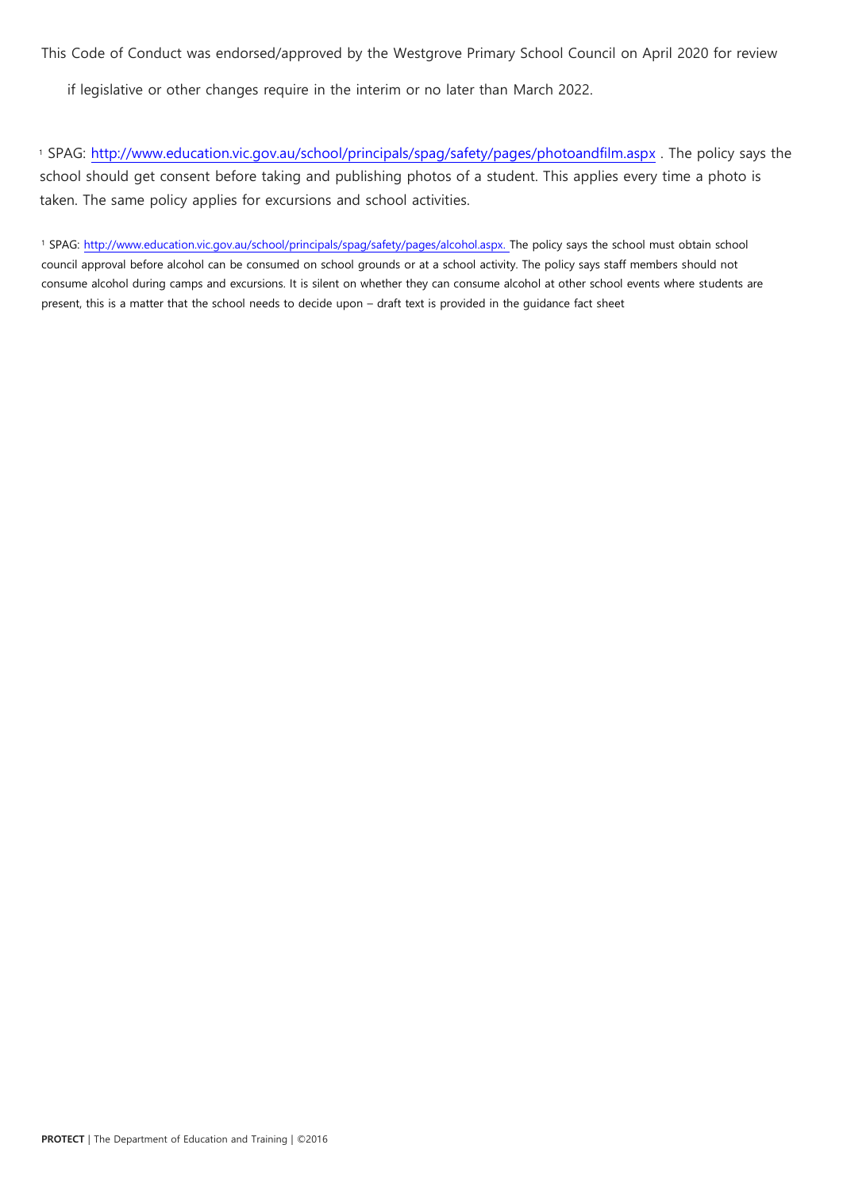This Code of Conduct was endorsed/approved by the Westgrove Primary School Council on April 2020 for review if legislative or other changes require in the interim or no later than March 2022.

[1] SPAG: http://www.education.vic.gov.au/school/principals/spag/safety/pages/photoandfilm.aspx . The policy says the school should get consent before taking and publishing photos of a student. This applies every time a photo is taken. The same policy applies for excursions and school activities.

[1] SPAG: http://www.education.vic.gov.au/school/principals/spag/safety/pages/alcohol.aspx. The policy says the school must obtain school council approval before alcohol can be consumed on school grounds or at a school activity. The policy says staff members should not consume alcohol during camps and excursions. It is silent on whether they can consume alcohol at other school events where students are present, this is a matter that the school needs to decide upon – draft text is provided in the guidance fact sheet